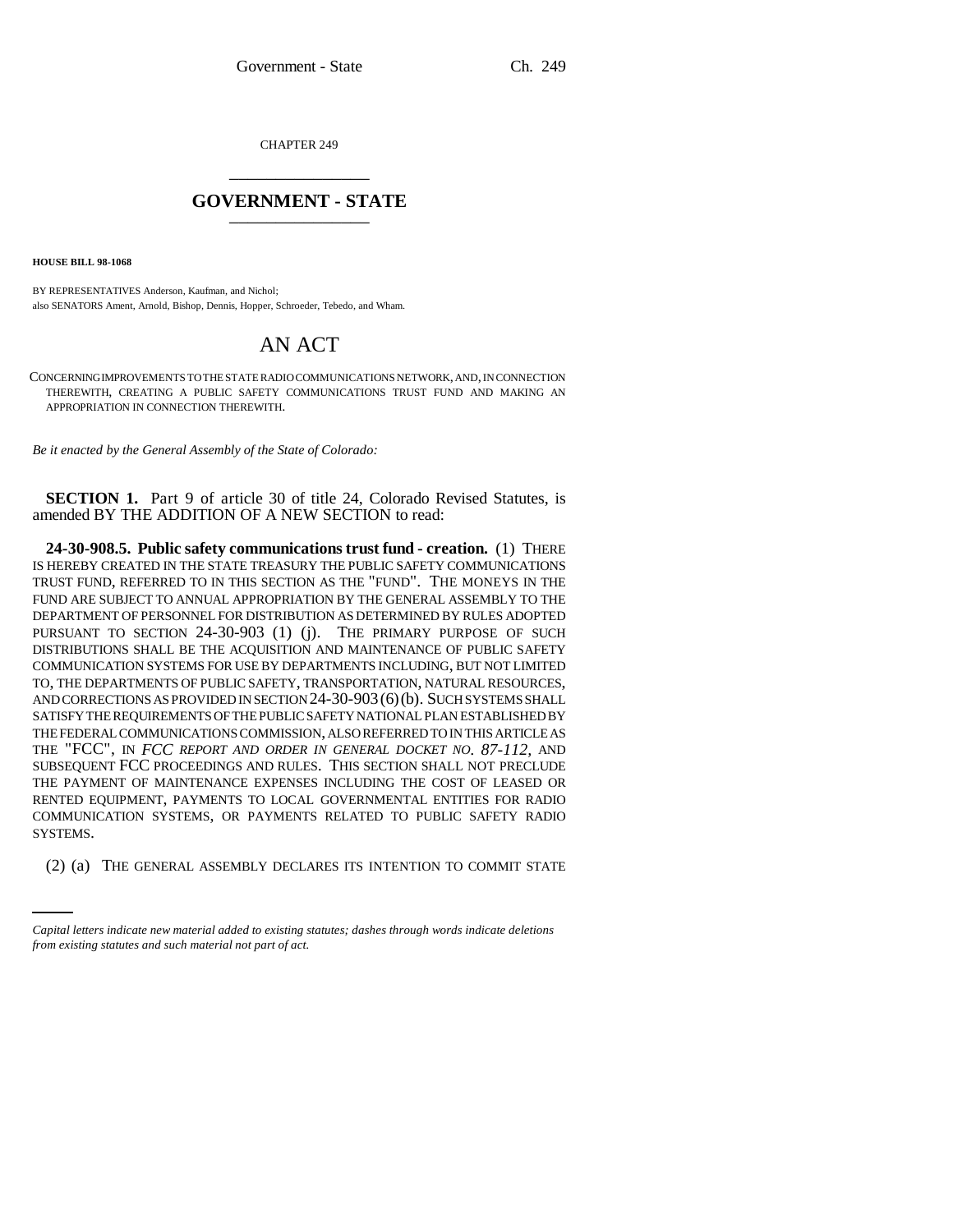CHAPTER 249

# GOVERNMENT - STATE

**HOUSE BILL 98-1068**

BY REPRESENTATIVES Anderson, Kaufman, and Nichol;
also SENATORS Ament, Arnold, Bishop, Dennis, Hopper, Schroeder, Tebedo, and Wham.

## AN ACT

CONCERNING IMPROVEMENTS TO THE STATE RADIO COMMUNICATIONS NETWORK, AND, IN CONNECTION THEREWITH, CREATING A PUBLIC SAFETY COMMUNICATIONS TRUST FUND AND MAKING AN APPROPRIATION IN CONNECTION THEREWITH.

*Be it enacted by the General Assembly of the State of Colorado:*

**SECTION 1.** Part 9 of article 30 of title 24, Colorado Revised Statutes, is amended BY THE ADDITION OF A NEW SECTION to read:

**24-30-908.5. Public safety communications trust fund - creation.** (1) THERE IS HEREBY CREATED IN THE STATE TREASURY THE PUBLIC SAFETY COMMUNICATIONS TRUST FUND, REFERRED TO IN THIS SECTION AS THE "FUND". THE MONEYS IN THE FUND ARE SUBJECT TO ANNUAL APPROPRIATION BY THE GENERAL ASSEMBLY TO THE DEPARTMENT OF PERSONNEL FOR DISTRIBUTION AS DETERMINED BY RULES ADOPTED PURSUANT TO SECTION 24-30-903 (1) (j). THE PRIMARY PURPOSE OF SUCH DISTRIBUTIONS SHALL BE THE ACQUISITION AND MAINTENANCE OF PUBLIC SAFETY COMMUNICATION SYSTEMS FOR USE BY DEPARTMENTS INCLUDING, BUT NOT LIMITED TO, THE DEPARTMENTS OF PUBLIC SAFETY, TRANSPORTATION, NATURAL RESOURCES, AND CORRECTIONS AS PROVIDED IN SECTION 24-30-903 (6) (b). SUCH SYSTEMS SHALL SATISFY THE REQUIREMENTS OF THE PUBLIC SAFETY NATIONAL PLAN ESTABLISHED BY THE FEDERAL COMMUNICATIONS COMMISSION, ALSO REFERRED TO IN THIS ARTICLE AS THE "FCC", IN *FCC REPORT AND ORDER IN GENERAL DOCKET NO. 87-112*, AND SUBSEQUENT FCC PROCEEDINGS AND RULES. THIS SECTION SHALL NOT PRECLUDE THE PAYMENT OF MAINTENANCE EXPENSES INCLUDING THE COST OF LEASED OR RENTED EQUIPMENT, PAYMENTS TO LOCAL GOVERNMENTAL ENTITIES FOR RADIO COMMUNICATION SYSTEMS, OR PAYMENTS RELATED TO PUBLIC SAFETY RADIO SYSTEMS.

(2) (a) THE GENERAL ASSEMBLY DECLARES ITS INTENTION TO COMMIT STATE

*Capital letters indicate new material added to existing statutes; dashes through words indicate deletions from existing statutes and such material not part of act.*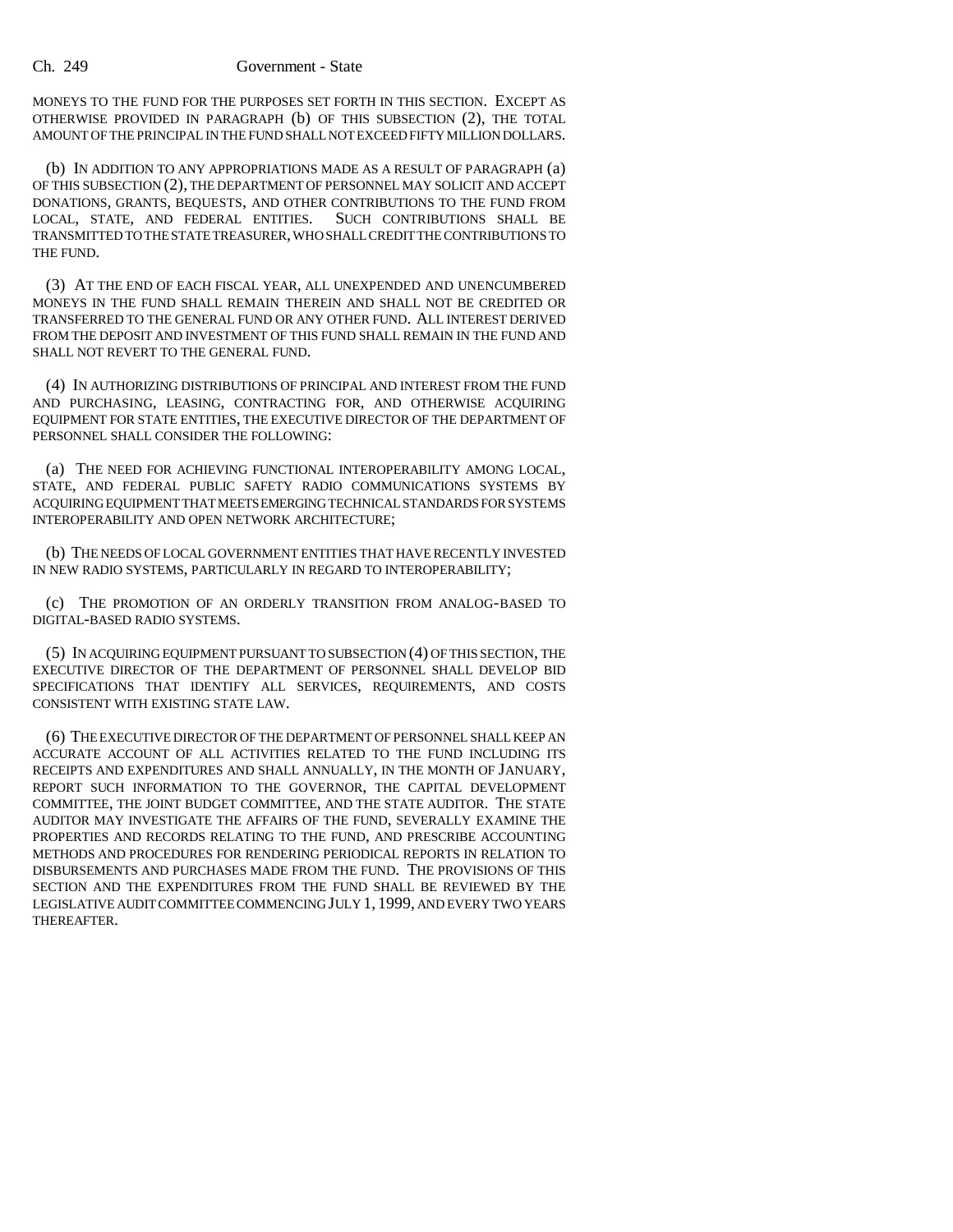MONEYS TO THE FUND FOR THE PURPOSES SET FORTH IN THIS SECTION. EXCEPT AS OTHERWISE PROVIDED IN PARAGRAPH (b) OF THIS SUBSECTION (2), THE TOTAL AMOUNT OF THE PRINCIPAL IN THE FUND SHALL NOT EXCEED FIFTY MILLION DOLLARS.

(b) IN ADDITION TO ANY APPROPRIATIONS MADE AS A RESULT OF PARAGRAPH (a) OF THIS SUBSECTION (2), THE DEPARTMENT OF PERSONNEL MAY SOLICIT AND ACCEPT DONATIONS, GRANTS, BEQUESTS, AND OTHER CONTRIBUTIONS TO THE FUND FROM LOCAL, STATE, AND FEDERAL ENTITIES. SUCH CONTRIBUTIONS SHALL BE TRANSMITTED TO THE STATE TREASURER, WHO SHALL CREDIT THE CONTRIBUTIONS TO THE FUND.

(3) AT THE END OF EACH FISCAL YEAR, ALL UNEXPENDED AND UNENCUMBERED MONEYS IN THE FUND SHALL REMAIN THEREIN AND SHALL NOT BE CREDITED OR TRANSFERRED TO THE GENERAL FUND OR ANY OTHER FUND. ALL INTEREST DERIVED FROM THE DEPOSIT AND INVESTMENT OF THIS FUND SHALL REMAIN IN THE FUND AND SHALL NOT REVERT TO THE GENERAL FUND.

(4) IN AUTHORIZING DISTRIBUTIONS OF PRINCIPAL AND INTEREST FROM THE FUND AND PURCHASING, LEASING, CONTRACTING FOR, AND OTHERWISE ACQUIRING EQUIPMENT FOR STATE ENTITIES, THE EXECUTIVE DIRECTOR OF THE DEPARTMENT OF PERSONNEL SHALL CONSIDER THE FOLLOWING:

(a) THE NEED FOR ACHIEVING FUNCTIONAL INTEROPERABILITY AMONG LOCAL, STATE, AND FEDERAL PUBLIC SAFETY RADIO COMMUNICATIONS SYSTEMS BY ACQUIRING EQUIPMENT THAT MEETS EMERGING TECHNICAL STANDARDS FOR SYSTEMS INTEROPERABILITY AND OPEN NETWORK ARCHITECTURE;

(b) THE NEEDS OF LOCAL GOVERNMENT ENTITIES THAT HAVE RECENTLY INVESTED IN NEW RADIO SYSTEMS, PARTICULARLY IN REGARD TO INTEROPERABILITY;

(c) THE PROMOTION OF AN ORDERLY TRANSITION FROM ANALOG-BASED TO DIGITAL-BASED RADIO SYSTEMS.

(5) IN ACQUIRING EQUIPMENT PURSUANT TO SUBSECTION (4) OF THIS SECTION, THE EXECUTIVE DIRECTOR OF THE DEPARTMENT OF PERSONNEL SHALL DEVELOP BID SPECIFICATIONS THAT IDENTIFY ALL SERVICES, REQUIREMENTS, AND COSTS CONSISTENT WITH EXISTING STATE LAW.

(6) THE EXECUTIVE DIRECTOR OF THE DEPARTMENT OF PERSONNEL SHALL KEEP AN ACCURATE ACCOUNT OF ALL ACTIVITIES RELATED TO THE FUND INCLUDING ITS RECEIPTS AND EXPENDITURES AND SHALL ANNUALLY, IN THE MONTH OF JANUARY, REPORT SUCH INFORMATION TO THE GOVERNOR, THE CAPITAL DEVELOPMENT COMMITTEE, THE JOINT BUDGET COMMITTEE, AND THE STATE AUDITOR. THE STATE AUDITOR MAY INVESTIGATE THE AFFAIRS OF THE FUND, SEVERALLY EXAMINE THE PROPERTIES AND RECORDS RELATING TO THE FUND, AND PRESCRIBE ACCOUNTING METHODS AND PROCEDURES FOR RENDERING PERIODICAL REPORTS IN RELATION TO DISBURSEMENTS AND PURCHASES MADE FROM THE FUND. THE PROVISIONS OF THIS SECTION AND THE EXPENDITURES FROM THE FUND SHALL BE REVIEWED BY THE LEGISLATIVE AUDIT COMMITTEE COMMENCING JULY 1, 1999, AND EVERY TWO YEARS THEREAFTER.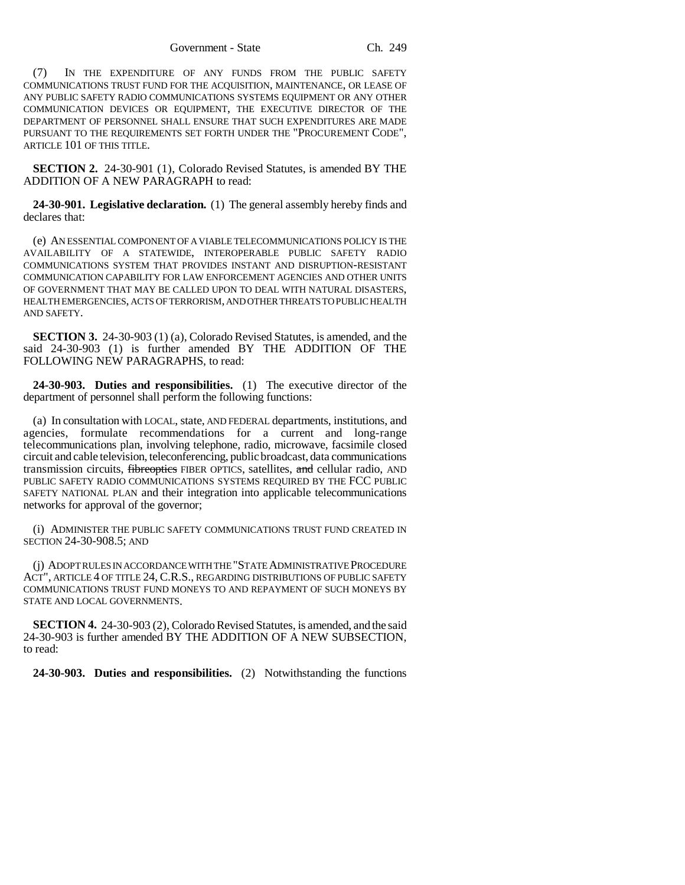(7) IN THE EXPENDITURE OF ANY FUNDS FROM THE PUBLIC SAFETY COMMUNICATIONS TRUST FUND FOR THE ACQUISITION, MAINTENANCE, OR LEASE OF ANY PUBLIC SAFETY RADIO COMMUNICATIONS SYSTEMS EQUIPMENT OR ANY OTHER COMMUNICATION DEVICES OR EQUIPMENT, THE EXECUTIVE DIRECTOR OF THE DEPARTMENT OF PERSONNEL SHALL ENSURE THAT SUCH EXPENDITURES ARE MADE PURSUANT TO THE REQUIREMENTS SET FORTH UNDER THE "PROCUREMENT CODE", ARTICLE 101 OF THIS TITLE.

**SECTION 2.** 24-30-901 (1), Colorado Revised Statutes, is amended BY THE ADDITION OF A NEW PARAGRAPH to read:

**24-30-901. Legislative declaration.** (1) The general assembly hereby finds and declares that:

(e) AN ESSENTIAL COMPONENT OF A VIABLE TELECOMMUNICATIONS POLICY IS THE AVAILABILITY OF A STATEWIDE, INTEROPERABLE PUBLIC SAFETY RADIO COMMUNICATIONS SYSTEM THAT PROVIDES INSTANT AND DISRUPTION-RESISTANT COMMUNICATION CAPABILITY FOR LAW ENFORCEMENT AGENCIES AND OTHER UNITS OF GOVERNMENT THAT MAY BE CALLED UPON TO DEAL WITH NATURAL DISASTERS, HEALTH EMERGENCIES, ACTS OF TERRORISM, AND OTHER THREATS TO PUBLIC HEALTH AND SAFETY.

**SECTION 3.** 24-30-903 (1) (a), Colorado Revised Statutes, is amended, and the said 24-30-903 (1) is further amended BY THE ADDITION OF THE FOLLOWING NEW PARAGRAPHS, to read:

**24-30-903. Duties and responsibilities.** (1) The executive director of the department of personnel shall perform the following functions:

(a) In consultation with LOCAL, state, AND FEDERAL departments, institutions, and agencies, formulate recommendations for a current and long-range telecommunications plan, involving telephone, radio, microwave, facsimile closed circuit and cable television, teleconferencing, public broadcast, data communications transmission circuits, ~~fibreoptics~~ FIBER OPTICS, satellites, ~~and~~ cellular radio, AND PUBLIC SAFETY RADIO COMMUNICATIONS SYSTEMS REQUIRED BY THE FCC PUBLIC SAFETY NATIONAL PLAN and their integration into applicable telecommunications networks for approval of the governor;

(i) ADMINISTER THE PUBLIC SAFETY COMMUNICATIONS TRUST FUND CREATED IN SECTION 24-30-908.5; AND

(j) ADOPT RULES IN ACCORDANCE WITH THE "STATE ADMINISTRATIVE PROCEDURE ACT", ARTICLE 4 OF TITLE 24, C.R.S., REGARDING DISTRIBUTIONS OF PUBLIC SAFETY COMMUNICATIONS TRUST FUND MONEYS TO AND REPAYMENT OF SUCH MONEYS BY STATE AND LOCAL GOVERNMENTS.

**SECTION 4.** 24-30-903 (2), Colorado Revised Statutes, is amended, and the said 24-30-903 is further amended BY THE ADDITION OF A NEW SUBSECTION, to read:

**24-30-903. Duties and responsibilities.** (2) Notwithstanding the functions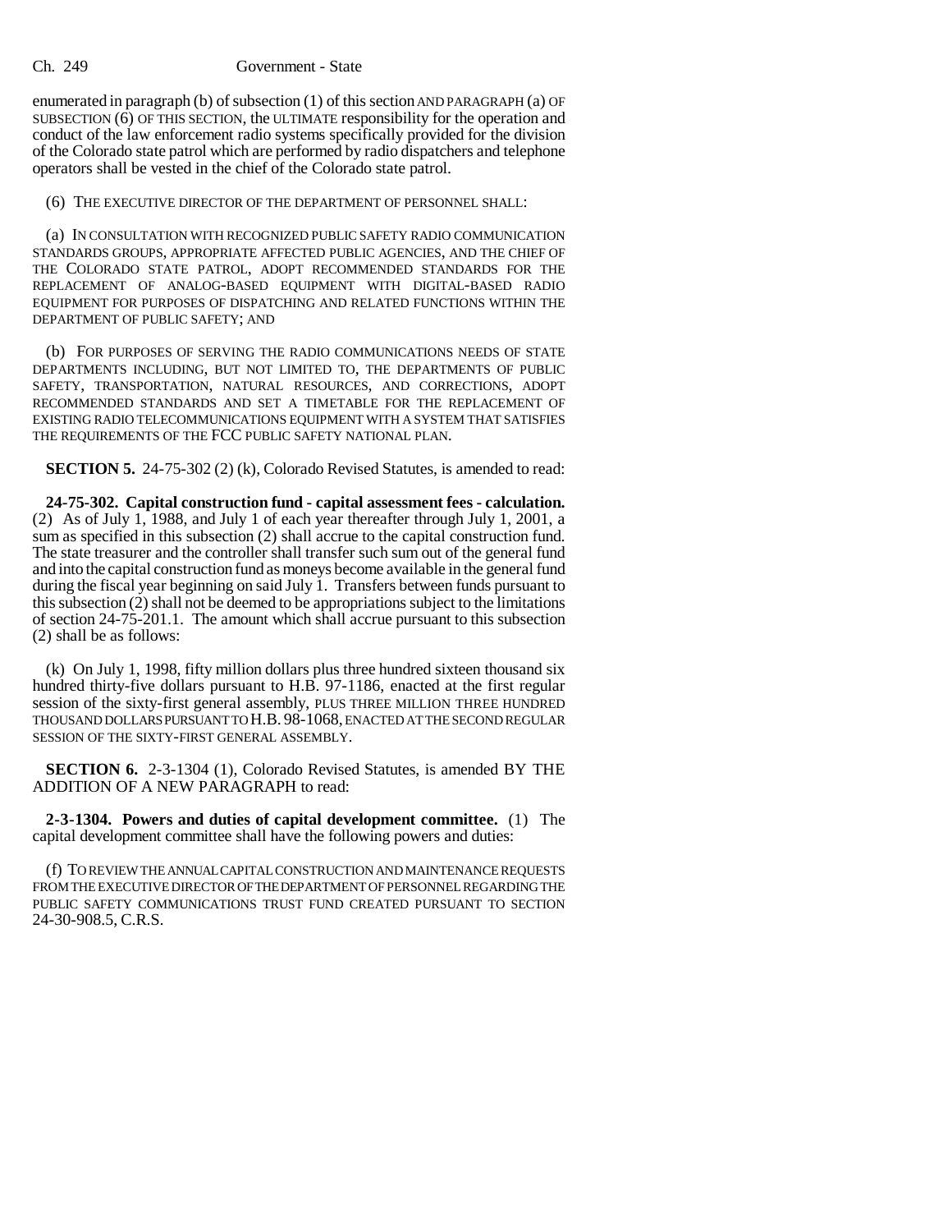enumerated in paragraph (b) of subsection (1) of this section AND PARAGRAPH (a) OF SUBSECTION (6) OF THIS SECTION, the ULTIMATE responsibility for the operation and conduct of the law enforcement radio systems specifically provided for the division of the Colorado state patrol which are performed by radio dispatchers and telephone operators shall be vested in the chief of the Colorado state patrol.

(6) THE EXECUTIVE DIRECTOR OF THE DEPARTMENT OF PERSONNEL SHALL:

(a) IN CONSULTATION WITH RECOGNIZED PUBLIC SAFETY RADIO COMMUNICATION STANDARDS GROUPS, APPROPRIATE AFFECTED PUBLIC AGENCIES, AND THE CHIEF OF THE COLORADO STATE PATROL, ADOPT RECOMMENDED STANDARDS FOR THE REPLACEMENT OF ANALOG-BASED EQUIPMENT WITH DIGITAL-BASED RADIO EQUIPMENT FOR PURPOSES OF DISPATCHING AND RELATED FUNCTIONS WITHIN THE DEPARTMENT OF PUBLIC SAFETY; AND

(b) FOR PURPOSES OF SERVING THE RADIO COMMUNICATIONS NEEDS OF STATE DEPARTMENTS INCLUDING, BUT NOT LIMITED TO, THE DEPARTMENTS OF PUBLIC SAFETY, TRANSPORTATION, NATURAL RESOURCES, AND CORRECTIONS, ADOPT RECOMMENDED STANDARDS AND SET A TIMETABLE FOR THE REPLACEMENT OF EXISTING RADIO TELECOMMUNICATIONS EQUIPMENT WITH A SYSTEM THAT SATISFIES THE REQUIREMENTS OF THE FCC PUBLIC SAFETY NATIONAL PLAN.

**SECTION 5.** 24-75-302 (2) (k), Colorado Revised Statutes, is amended to read:

**24-75-302. Capital construction fund - capital assessment fees - calculation.** (2) As of July 1, 1988, and July 1 of each year thereafter through July 1, 2001, a sum as specified in this subsection (2) shall accrue to the capital construction fund. The state treasurer and the controller shall transfer such sum out of the general fund and into the capital construction fund as moneys become available in the general fund during the fiscal year beginning on said July 1. Transfers between funds pursuant to this subsection (2) shall not be deemed to be appropriations subject to the limitations of section 24-75-201.1. The amount which shall accrue pursuant to this subsection (2) shall be as follows:

(k) On July 1, 1998, fifty million dollars plus three hundred sixteen thousand six hundred thirty-five dollars pursuant to H.B. 97-1186, enacted at the first regular session of the sixty-first general assembly, PLUS THREE MILLION THREE HUNDRED THOUSAND DOLLARS PURSUANT TO H.B. 98-1068, ENACTED AT THE SECOND REGULAR SESSION OF THE SIXTY-FIRST GENERAL ASSEMBLY.

**SECTION 6.** 2-3-1304 (1), Colorado Revised Statutes, is amended BY THE ADDITION OF A NEW PARAGRAPH to read:

**2-3-1304. Powers and duties of capital development committee.** (1) The capital development committee shall have the following powers and duties:

(f) TO REVIEW THE ANNUAL CAPITAL CONSTRUCTION AND MAINTENANCE REQUESTS FROM THE EXECUTIVE DIRECTOR OF THE DEPARTMENT OF PERSONNEL REGARDING THE PUBLIC SAFETY COMMUNICATIONS TRUST FUND CREATED PURSUANT TO SECTION 24-30-908.5, C.R.S.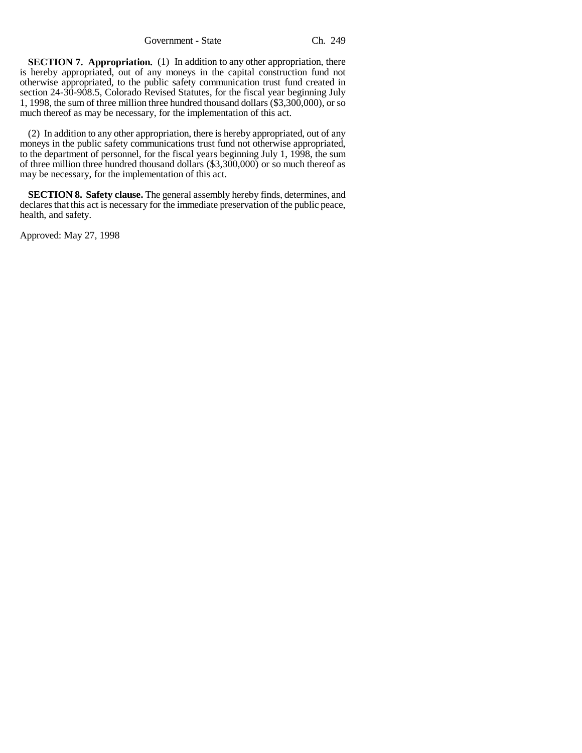**SECTION 7. Appropriation.** (1) In addition to any other appropriation, there is hereby appropriated, out of any moneys in the capital construction fund not otherwise appropriated, to the public safety communication trust fund created in section 24-30-908.5, Colorado Revised Statutes, for the fiscal year beginning July 1, 1998, the sum of three million three hundred thousand dollars ($3,300,000), or so much thereof as may be necessary, for the implementation of this act.

(2) In addition to any other appropriation, there is hereby appropriated, out of any moneys in the public safety communications trust fund not otherwise appropriated, to the department of personnel, for the fiscal years beginning July 1, 1998, the sum of three million three hundred thousand dollars ($3,300,000) or so much thereof as may be necessary, for the implementation of this act.

**SECTION 8. Safety clause.** The general assembly hereby finds, determines, and declares that this act is necessary for the immediate preservation of the public peace, health, and safety.

Approved: May 27, 1998